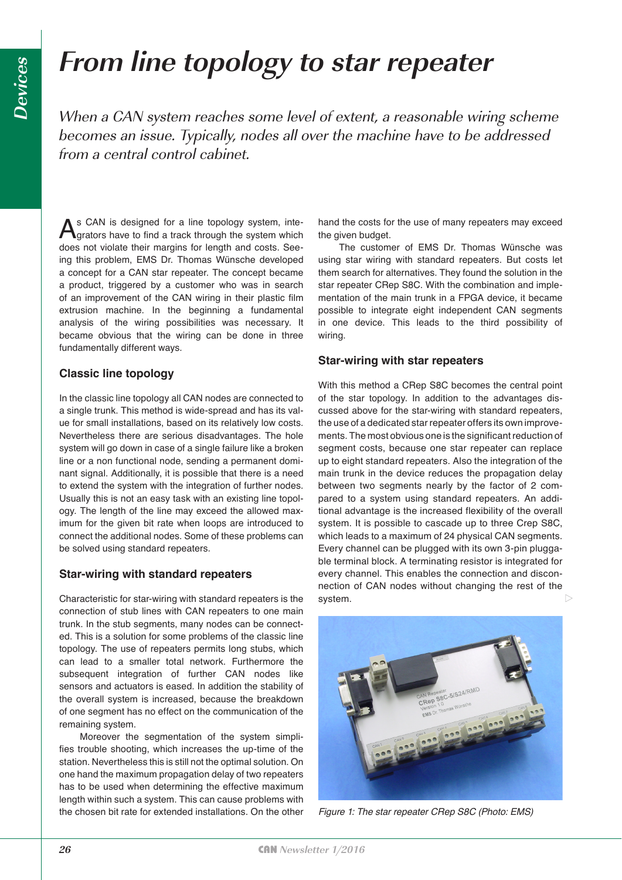# From line topology to star repeater

*When a CAN system reaches some level of extent, a reasonable wiring scheme becomes an issue. Typically, nodes all over the machine have to be addressed from a central control cabinet.*

As CAN is designed for a line topology system, integrators have to find a track through the system which does not violate their margins for length and costs. Seeing this problem, EMS Dr. Thomas Wünsche developed a concept for a CAN star repeater. The concept became a product, triggered by a customer who was in search of an improvement of the CAN wiring in their plastic film extrusion machine. In the beginning a fundamental analysis of the wiring possibilities was necessary. It became obvious that the wiring can be done in three fundamentally different ways.

## Classic line topology

In the classic line topology all CAN nodes are connected to a single trunk. This method is wide-spread and has its value for small installations, based on its relatively low costs. Nevertheless there are serious disadvantages. The hole system will go down in case of a single failure like a broken line or a non functional node, sending a permanent dominant signal. Additionally, it is possible that there is a need to extend the system with the integration of further nodes. Usually this is not an easy task with an existing line topology. The length of the line may exceed the allowed maximum for the given bit rate when loops are introduced to connect the additional nodes. Some of these problems can be solved using standard repeaters.

## Star-wiring with standard repeaters

Characteristic for star-wiring with standard repeaters is the connection of stub lines with CAN repeaters to one main trunk. In the stub segments, many nodes can be connected. This is a solution for some problems of the classic line topology. The use of repeaters permits long stubs, which can lead to a smaller total network. Furthermore the subsequent integration of further CAN nodes like sensors and actuators is eased. In addition the stability of the overall system is increased, because the breakdown of one segment has no effect on the communication of the remaining system.

Moreover the segmentation of the system simplifies trouble shooting, which increases the up-time of the station. Nevertheless this is still not the optimal solution. On one hand the maximum propagation delay of two repeaters has to be used when determining the effective maximum length within such a system. This can cause problems with the chosen bit rate for extended installations. On the other hand the costs for the use of many repeaters may exceed the given budget.

The customer of EMS Dr. Thomas Wünsche was using star wiring with standard repeaters. But costs let them search for alternatives. They found the solution in the star repeater CRep S8C. With the combination and implementation of the main trunk in a FPGA device, it became possible to integrate eight independent CAN segments in one device. This leads to the third possibility of wiring.

## Star-wiring with star repeaters

With this method a CRep S8C becomes the central point of the star topology. In addition to the advantages discussed above for the star-wiring with standard repeaters, the use of a dedicated star repeater offers its own improvements. The most obvious one is the significant reduction of segment costs, because one star repeater can replace up to eight standard repeaters. Also the integration of the main trunk in the device reduces the propagation delay between two segments nearly by the factor of 2 compared to a system using standard repeaters. An additional advantage is the increased flexibility of the overall system. It is possible to cascade up to three Crep S8C, which leads to a maximum of 24 physical CAN segments. Every channel can be plugged with its own 3-pin pluggable terminal block. A terminating resistor is integrated for every channel. This enables the connection and disconnection of CAN nodes without changing the rest of the system.

*Figure 1: The star repeater CRep S8C (Photo: EMS)*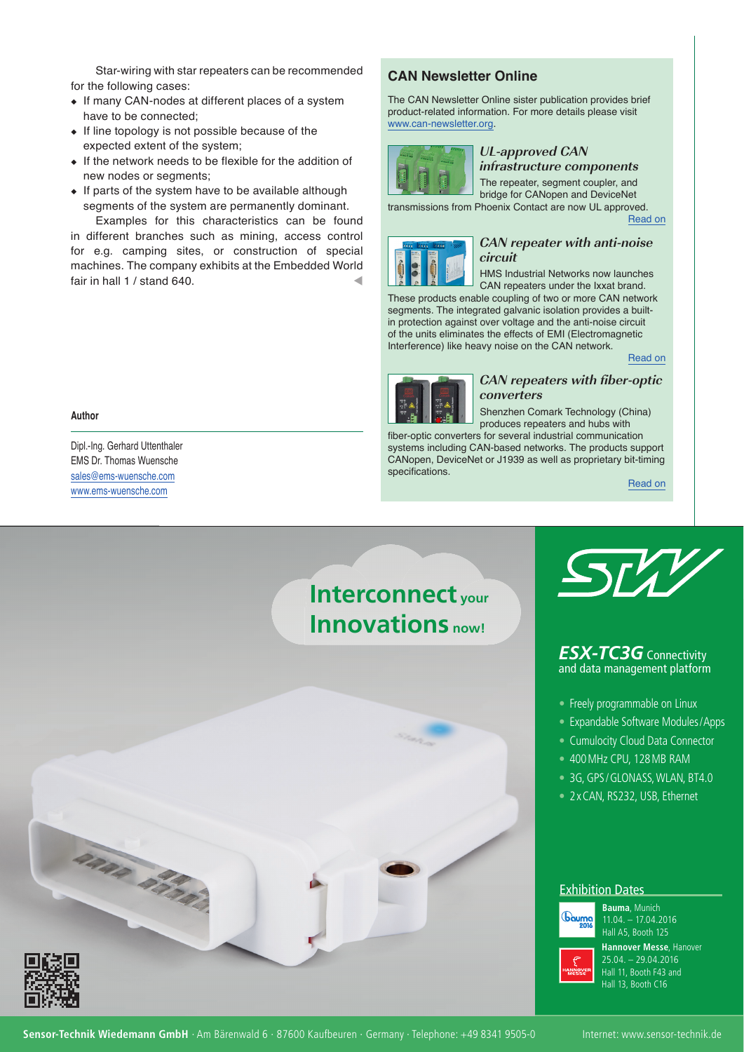Star-wiring with star repeaters can be recommended for the following cases:

- If many CAN-nodes at different places of a system have to be connected;
- If line topology is not possible because of the expected extent of the system;
- If the network needs to be flexible for the addition of new nodes or segments;
- If parts of the system have to be available although segments of the system are permanently dominant.

Examples for this characteristics can be found in different branches such as mining, access control for e.g. camping sites, or construction of special machines. The company exhibits at the Embedded World fair in hall 1 / stand 640.

**Author**

Dipl.-Ing. Gerhard Uttenthaler
EMS Dr. Thomas Wuensche
sales@ems-wuensche.com
www.ems-wuensche.com

## CAN Newsletter Online

The CAN Newsletter Online sister publication provides brief product-related information. For more details please visit www.can-newsletter.org.

### *UL-approved CAN infrastructure components*

The repeater, segment coupler, and bridge for CANopen and DeviceNet transmissions from Phoenix Contact are now UL approved.

Read on

### *CAN repeater with anti-noise circuit*

HMS Industrial Networks now launches CAN repeaters under the Ixxat brand. These products enable coupling of two or more CAN network segments. The integrated galvanic isolation provides a built-in protection against over voltage and the anti-noise circuit of the units eliminates the effects of EMI (Electromagnetic Interference) like heavy noise on the CAN network.

Read on

### *CAN repeaters with fiber-optic converters*

Shenzhen Comark Technology (China) produces repeaters and hubs with fiber-optic converters for several industrial communication systems including CAN-based networks. The products support CANopen, DeviceNet or J1939 as well as proprietary bit-timing specifications.

Read on

**Interconnect** your **Innovations** now!

STW

***ESX-TC3G*** Connectivity and data management platform

- Freely programmable on Linux
- Expandable Software Modules / Apps
- Cumulocity Cloud Data Connector
- 400 MHz CPU, 128 MB RAM
- 3G, GPS / GLONASS, WLAN, BT4.0
- 2 x CAN, RS232, USB, Ethernet

Exhibition Dates

**Bauma**, Munich
11.04. – 17.04.2016
Hall A5, Booth 125

**Hannover Messe**, Hanover
25.04. – 29.04.2016
Hall 11, Booth F43 and
Hall 13, Booth C16

**Sensor-Technik Wiedemann GmbH** · Am Bärenwald 6 · 87600 Kaufbeuren · Germany · Telephone: +49 8341 9505-0 Internet: www.sensor-technik.de